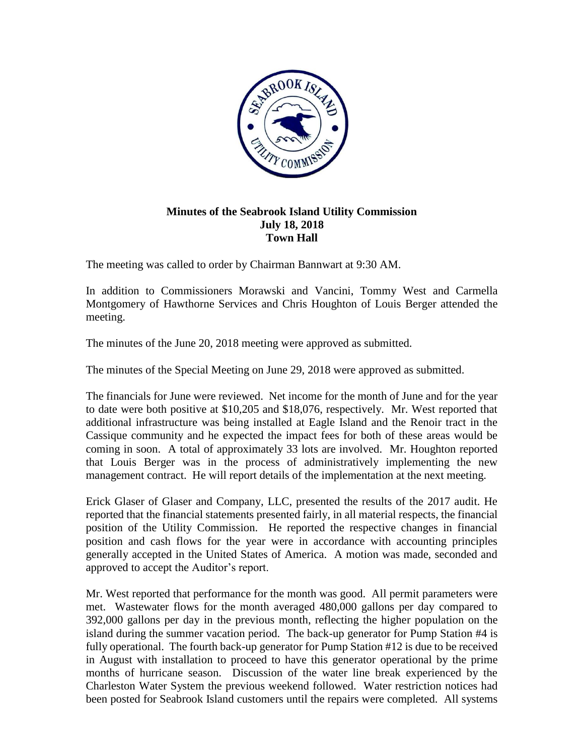**Minutes of the Seabrook Island Utility Commission**
**July 18, 2018**
**Town Hall**

The meeting was called to order by Chairman Bannwart at 9:30 AM.

In addition to Commissioners Morawski and Vancini, Tommy West and Carmella Montgomery of Hawthorne Services and Chris Houghton of Louis Berger attended the meeting.

The minutes of the June 20, 2018 meeting were approved as submitted.

The minutes of the Special Meeting on June 29, 2018 were approved as submitted.

The financials for June were reviewed. Net income for the month of June and for the year to date were both positive at $10,205 and $18,076, respectively. Mr. West reported that additional infrastructure was being installed at Eagle Island and the Renoir tract in the Cassique community and he expected the impact fees for both of these areas would be coming in soon. A total of approximately 33 lots are involved. Mr. Houghton reported that Louis Berger was in the process of administratively implementing the new management contract. He will report details of the implementation at the next meeting.

Erick Glaser of Glaser and Company, LLC, presented the results of the 2017 audit. He reported that the financial statements presented fairly, in all material respects, the financial position of the Utility Commission. He reported the respective changes in financial position and cash flows for the year were in accordance with accounting principles generally accepted in the United States of America. A motion was made, seconded and approved to accept the Auditor's report.

Mr. West reported that performance for the month was good. All permit parameters were met. Wastewater flows for the month averaged 480,000 gallons per day compared to 392,000 gallons per day in the previous month, reflecting the higher population on the island during the summer vacation period. The back-up generator for Pump Station #4 is fully operational. The fourth back-up generator for Pump Station #12 is due to be received in August with installation to proceed to have this generator operational by the prime months of hurricane season. Discussion of the water line break experienced by the Charleston Water System the previous weekend followed. Water restriction notices had been posted for Seabrook Island customers until the repairs were completed. All systems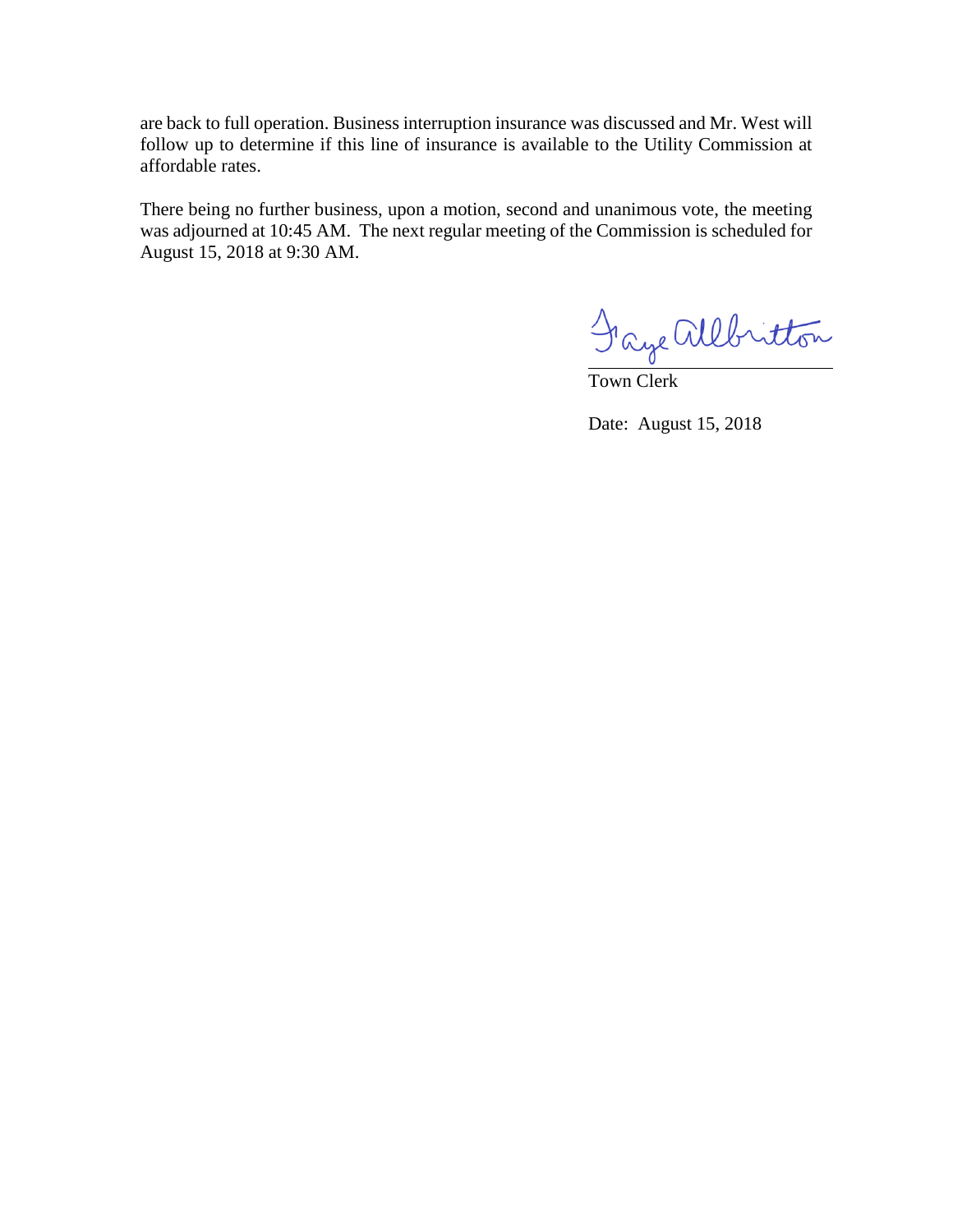are back to full operation. Business interruption insurance was discussed and Mr. West will follow up to determine if this line of insurance is available to the Utility Commission at affordable rates.

There being no further business, upon a motion, second and unanimous vote, the meeting was adjourned at 10:45 AM. The next regular meeting of the Commission is scheduled for August 15, 2018 at 9:30 AM.

Faye Allbritton

Town Clerk

Date: August 15, 2018